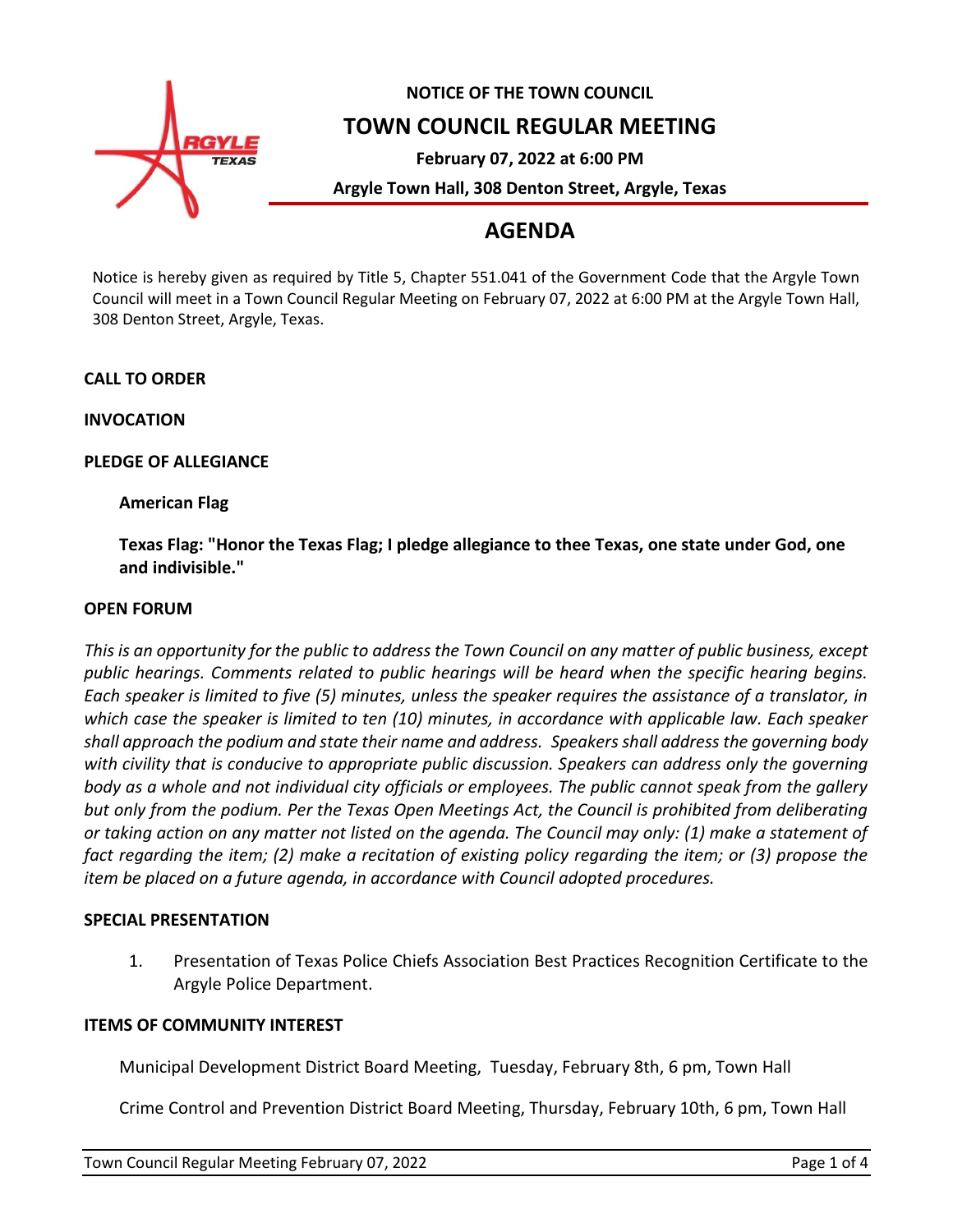**NOTICE OF THE TOWN COUNCIL**

# TOWN COUNCIL REGULAR MEETING

**February 07, 2022 at 6:00 PM**

**Argyle Town Hall, 308 Denton Street, Argyle, Texas**

## AGENDA

Notice is hereby given as required by Title 5, Chapter 551.041 of the Government Code that the Argyle Town Council will meet in a Town Council Regular Meeting on February 07, 2022 at 6:00 PM at the Argyle Town Hall, 308 Denton Street, Argyle, Texas.

**CALL TO ORDER**

**INVOCATION**

**PLEDGE OF ALLEGIANCE**

**American Flag**

**Texas Flag: "Honor the Texas Flag; I pledge allegiance to thee Texas, one state under God, one and indivisible."**

**OPEN FORUM**

*This is an opportunity for the public to address the Town Council on any matter of public business, except public hearings. Comments related to public hearings will be heard when the specific hearing begins. Each speaker is limited to five (5) minutes, unless the speaker requires the assistance of a translator, in which case the speaker is limited to ten (10) minutes, in accordance with applicable law. Each speaker shall approach the podium and state their name and address. Speakers shall address the governing body with civility that is conducive to appropriate public discussion. Speakers can address only the governing body as a whole and not individual city officials or employees. The public cannot speak from the gallery but only from the podium. Per the Texas Open Meetings Act, the Council is prohibited from deliberating or taking action on any matter not listed on the agenda. The Council may only: (1) make a statement of fact regarding the item; (2) make a recitation of existing policy regarding the item; or (3) propose the item be placed on a future agenda, in accordance with Council adopted procedures.*

**SPECIAL PRESENTATION**

1. Presentation of Texas Police Chiefs Association Best Practices Recognition Certificate to the Argyle Police Department.

**ITEMS OF COMMUNITY INTEREST**

Municipal Development District Board Meeting, Tuesday, February 8th, 6 pm, Town Hall

Crime Control and Prevention District Board Meeting, Thursday, February 10th, 6 pm, Town Hall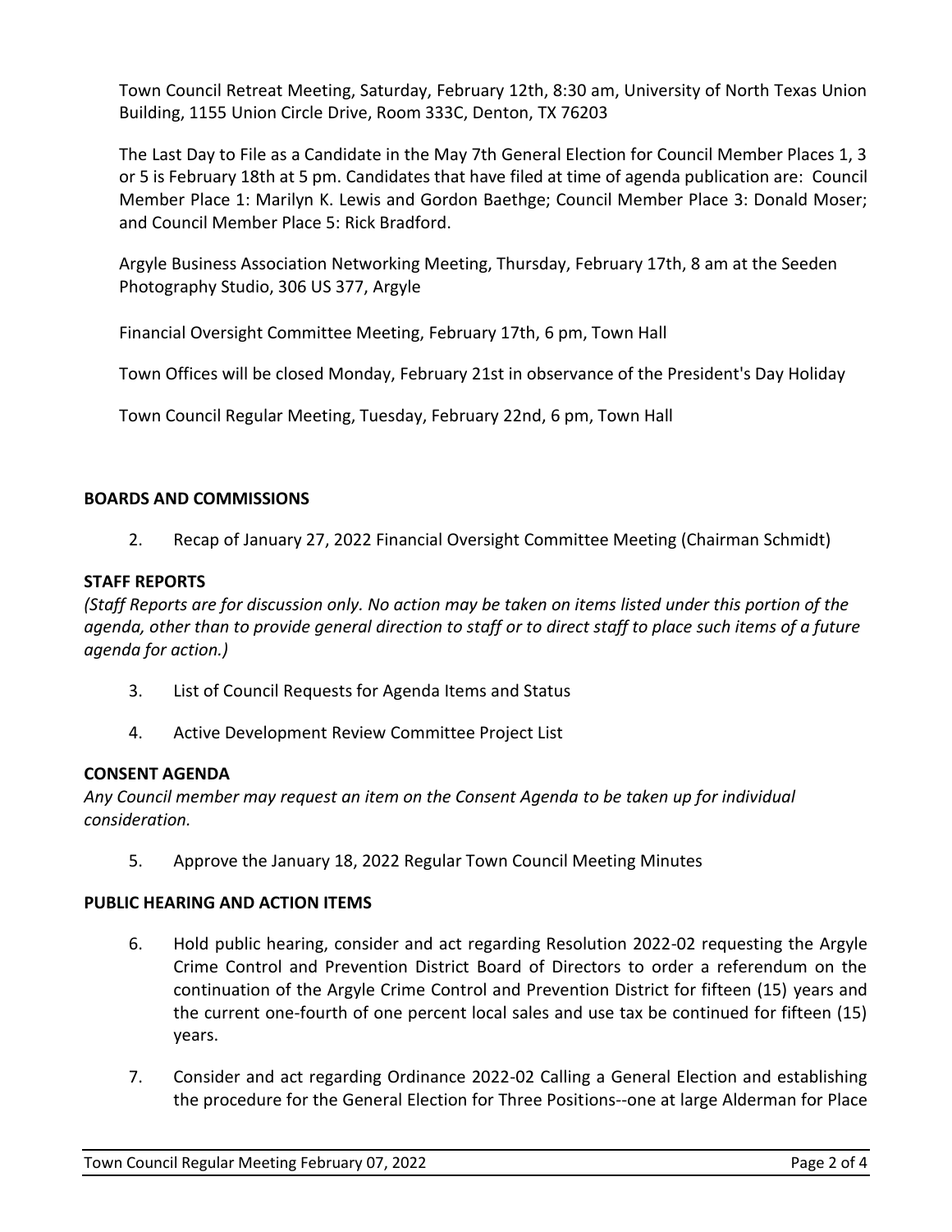Town Council Retreat Meeting, Saturday, February 12th, 8:30 am, University of North Texas Union Building, 1155 Union Circle Drive, Room 333C, Denton, TX 76203

The Last Day to File as a Candidate in the May 7th General Election for Council Member Places 1, 3 or 5 is February 18th at 5 pm. Candidates that have filed at time of agenda publication are: Council Member Place 1: Marilyn K. Lewis and Gordon Baethge; Council Member Place 3: Donald Moser; and Council Member Place 5: Rick Bradford.

Argyle Business Association Networking Meeting, Thursday, February 17th, 8 am at the Seeden Photography Studio, 306 US 377, Argyle

Financial Oversight Committee Meeting, February 17th, 6 pm, Town Hall

Town Offices will be closed Monday, February 21st in observance of the President's Day Holiday

Town Council Regular Meeting, Tuesday, February 22nd, 6 pm, Town Hall

**BOARDS AND COMMISSIONS**

2. Recap of January 27, 2022 Financial Oversight Committee Meeting (Chairman Schmidt)

**STAFF REPORTS**

*(Staff Reports are for discussion only. No action may be taken on items listed under this portion of the agenda, other than to provide general direction to staff or to direct staff to place such items of a future agenda for action.)*

3. List of Council Requests for Agenda Items and Status
4. Active Development Review Committee Project List

**CONSENT AGENDA**

*Any Council member may request an item on the Consent Agenda to be taken up for individual consideration.*

5. Approve the January 18, 2022 Regular Town Council Meeting Minutes

**PUBLIC HEARING AND ACTION ITEMS**

6. Hold public hearing, consider and act regarding Resolution 2022-02 requesting the Argyle Crime Control and Prevention District Board of Directors to order a referendum on the continuation of the Argyle Crime Control and Prevention District for fifteen (15) years and the current one-fourth of one percent local sales and use tax be continued for fifteen (15) years.
7. Consider and act regarding Ordinance 2022-02 Calling a General Election and establishing the procedure for the General Election for Three Positions--one at large Alderman for Place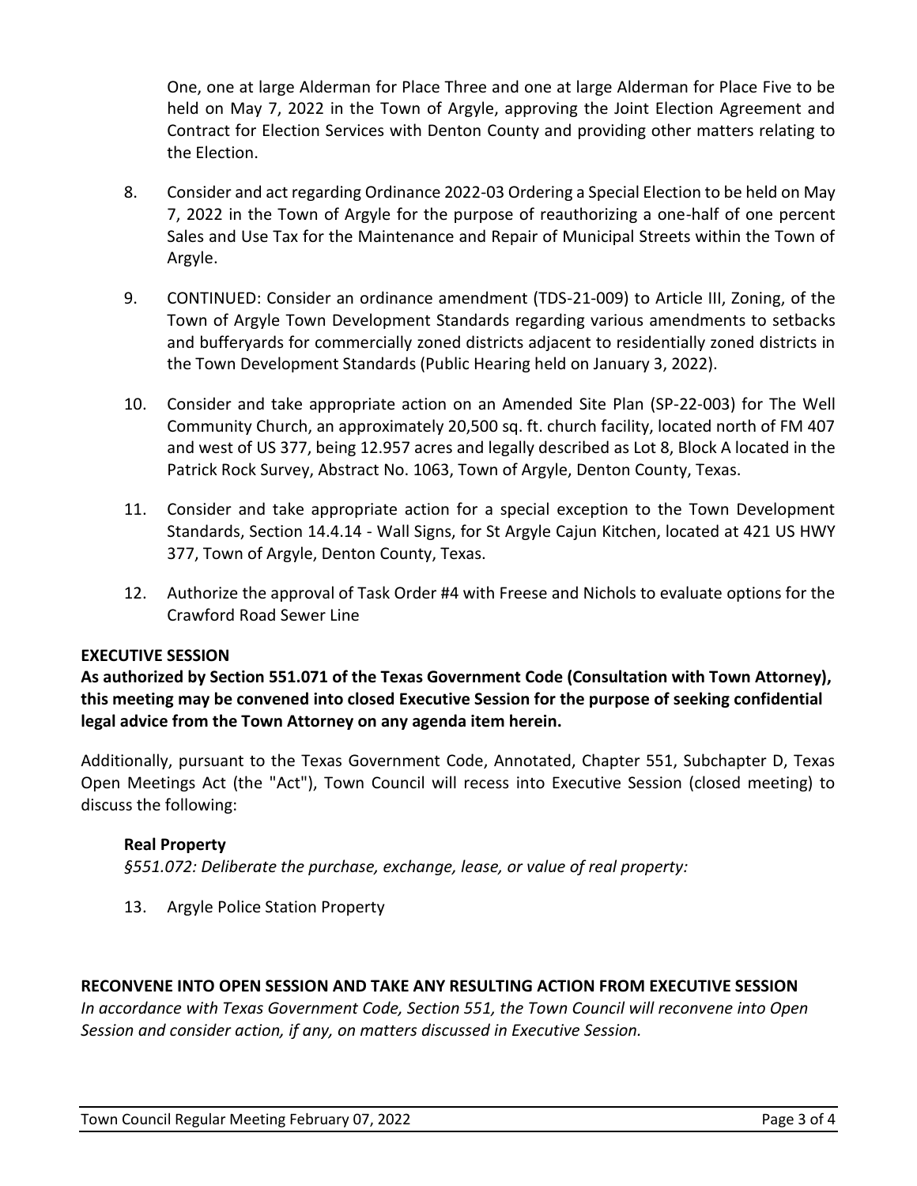One, one at large Alderman for Place Three and one at large Alderman for Place Five to be held on May 7, 2022 in the Town of Argyle, approving the Joint Election Agreement and Contract for Election Services with Denton County and providing other matters relating to the Election.

8. Consider and act regarding Ordinance 2022-03 Ordering a Special Election to be held on May 7, 2022 in the Town of Argyle for the purpose of reauthorizing a one-half of one percent Sales and Use Tax for the Maintenance and Repair of Municipal Streets within the Town of Argyle.

9. CONTINUED: Consider an ordinance amendment (TDS-21-009) to Article III, Zoning, of the Town of Argyle Town Development Standards regarding various amendments to setbacks and bufferyards for commercially zoned districts adjacent to residentially zoned districts in the Town Development Standards (Public Hearing held on January 3, 2022).

10. Consider and take appropriate action on an Amended Site Plan (SP-22-003) for The Well Community Church, an approximately 20,500 sq. ft. church facility, located north of FM 407 and west of US 377, being 12.957 acres and legally described as Lot 8, Block A located in the Patrick Rock Survey, Abstract No. 1063, Town of Argyle, Denton County, Texas.

11. Consider and take appropriate action for a special exception to the Town Development Standards, Section 14.4.14 - Wall Signs, for St Argyle Cajun Kitchen, located at 421 US HWY 377, Town of Argyle, Denton County, Texas.

12. Authorize the approval of Task Order #4 with Freese and Nichols to evaluate options for the Crawford Road Sewer Line

## EXECUTIVE SESSION

**As authorized by Section 551.071 of the Texas Government Code (Consultation with Town Attorney), this meeting may be convened into closed Executive Session for the purpose of seeking confidential legal advice from the Town Attorney on any agenda item herein.**

Additionally, pursuant to the Texas Government Code, Annotated, Chapter 551, Subchapter D, Texas Open Meetings Act (the "Act"), Town Council will recess into Executive Session (closed meeting) to discuss the following:

### Real Property

*§551.072: Deliberate the purchase, exchange, lease, or value of real property:*

13. Argyle Police Station Property

## RECONVENE INTO OPEN SESSION AND TAKE ANY RESULTING ACTION FROM EXECUTIVE SESSION

*In accordance with Texas Government Code, Section 551, the Town Council will reconvene into Open Session and consider action, if any, on matters discussed in Executive Session.*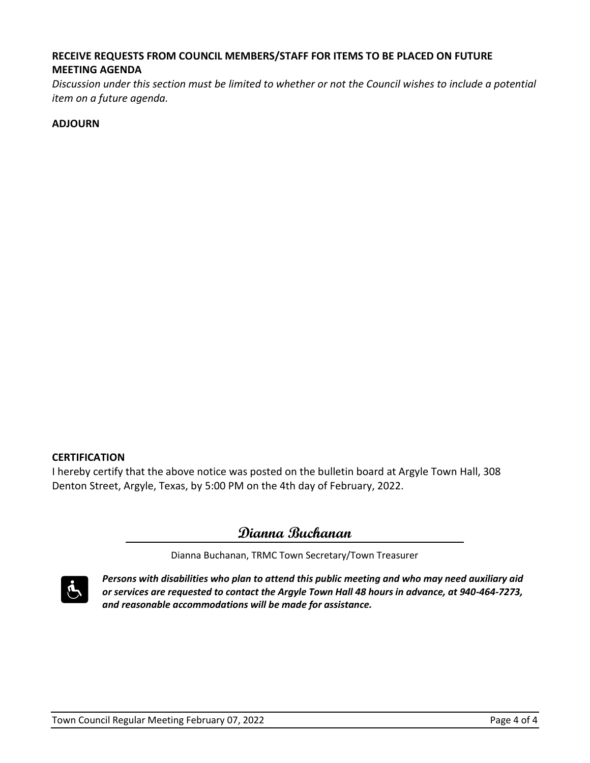**RECEIVE REQUESTS FROM COUNCIL MEMBERS/STAFF FOR ITEMS TO BE PLACED ON FUTURE MEETING AGENDA**

*Discussion under this section must be limited to whether or not the Council wishes to include a potential item on a future agenda.*

**ADJOURN**

**CERTIFICATION**

I hereby certify that the above notice was posted on the bulletin board at Argyle Town Hall, 308 Denton Street, Argyle, Texas, by 5:00 PM on the 4th day of February, 2022.

Dianna Buchanan

Dianna Buchanan, TRMC Town Secretary/Town Treasurer

***Persons with disabilities who plan to attend this public meeting and who may need auxiliary aid or services are requested to contact the Argyle Town Hall 48 hours in advance, at 940-464-7273, and reasonable accommodations will be made for assistance.***